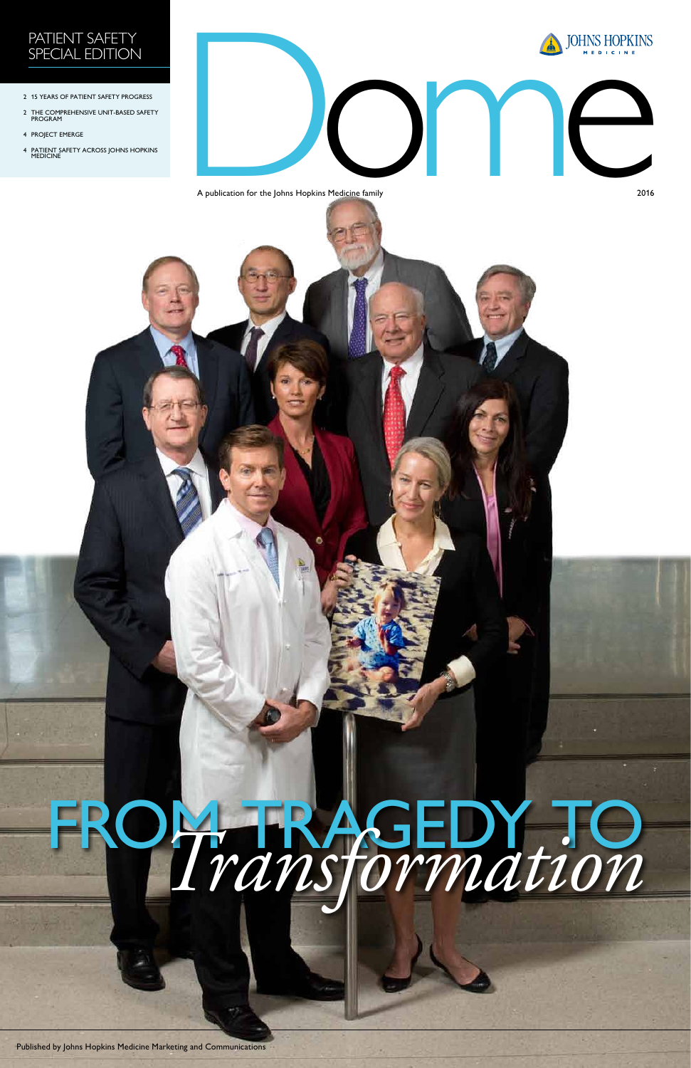PATIENT SAFETY SPECIAL EDITION

- 2 15 YEARS OF PATIENT SAFETY PROGRESS
- 2 THE COMPREHENSIVE UNIT-BASED SAFETY PROGRAM
- 4 PROJECT EMERGE
- 4 PATIENT SAFETY ACROSS JOHNS HOPKINS MEDICINE

JOHNS HOPKINS MEDICINE

# Dome

A publication for the Johns Hopkins Medicine family

2016

# FROM TRAGEDY TO *Transformation*

Published by Johns Hopkins Medicine Marketing and Communications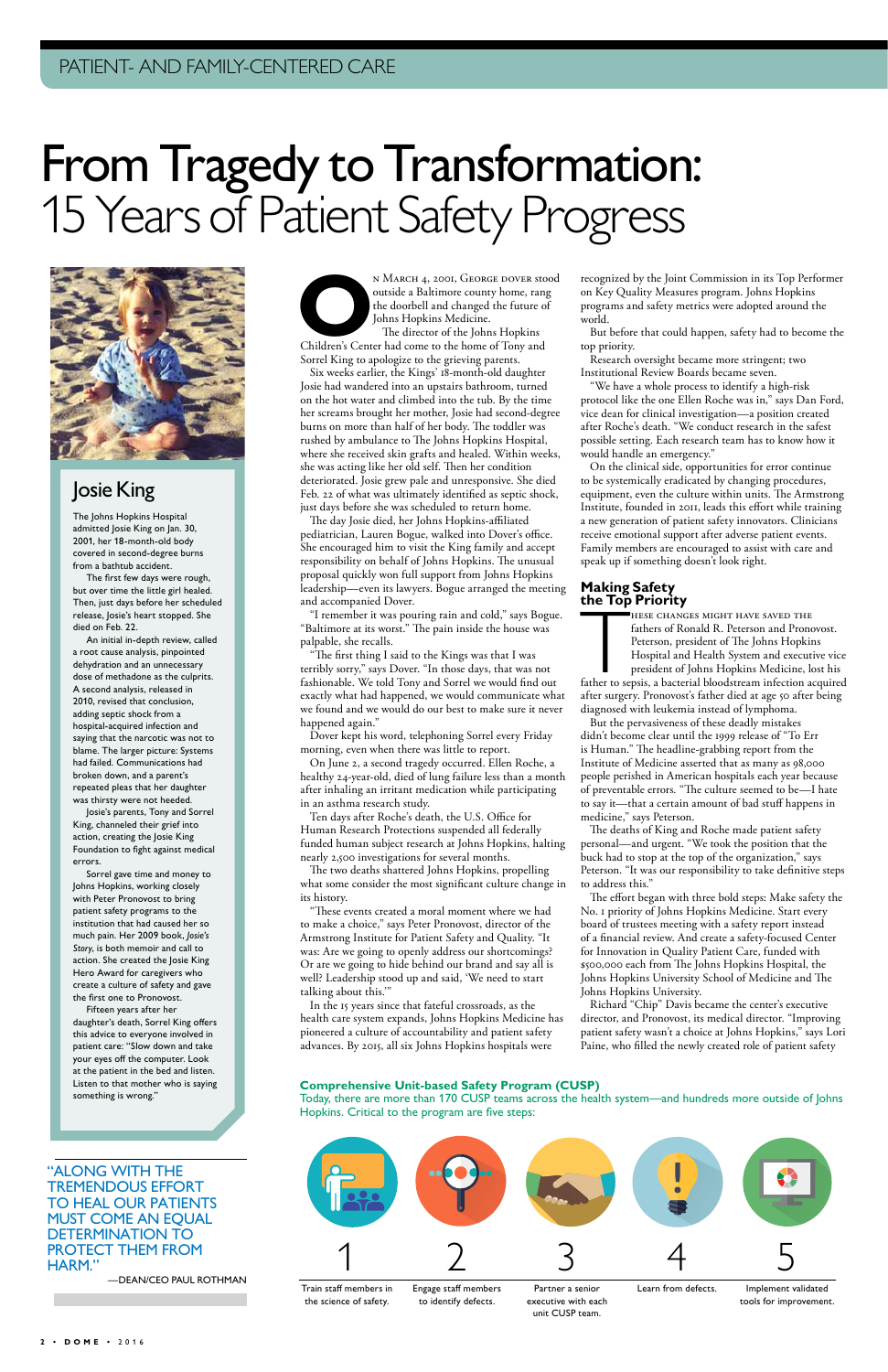PATIENT- AND FAMILY-CENTERED CARE

# From Tragedy to Transformation: 15 Years of Patient Safety Progress

## Josie King

The Johns Hopkins Hospital admitted Josie King on Jan. 30, 2001, her 18-month-old body covered in second-degree burns from a bathtub accident.

The first few days were rough, but over time the little girl healed. Then, just days before her scheduled release, Josie's heart stopped. She died on Feb. 22.

An initial in-depth review, called a root cause analysis, pinpointed dehydration and an unnecessary dose of methadone as the culprits. A second analysis, released in 2010, revised that conclusion, adding septic shock from a hospital-acquired infection and saying that the narcotic was not to blame. The larger picture: Systems had failed. Communications had broken down, and a parent's repeated pleas that her daughter was thirsty were not heeded.

Josie's parents, Tony and Sorrel King, channeled their grief into action, creating the Josie King Foundation to fight against medical errors.

Sorrel gave time and money to Johns Hopkins, working closely with Peter Pronovost to bring patient safety programs to the institution that had caused her so much pain. Her 2009 book, *Josie's Story*, is both memoir and call to action. She created the Josie King Hero Award for caregivers who create a culture of safety and gave the first one to Pronovost.

Fifteen years after her daughter's death, Sorrel King offers this advice to everyone involved in patient care: "Slow down and take your eyes off the computer. Look at the patient in the bed and listen. Listen to that mother who is saying something is wrong."

"ALONG WITH THE TREMENDOUS EFFORT TO HEAL OUR PATIENTS MUST COME AN EQUAL DETERMINATION TO PROTECT THEM FROM HARM."

—DEAN/CEO PAUL ROTHMAN

On March 4, 2001, George Dover stood outside a Baltimore county home, rang the doorbell and changed the future of Johns Hopkins Medicine.

The director of the Johns Hopkins Children's Center had come to the home of Tony and Sorrel King to apologize to the grieving parents.

Six weeks earlier, the Kings' 18-month-old daughter Josie had wandered into an upstairs bathroom, turned on the hot water and climbed into the tub. By the time her screams brought her mother, Josie had second-degree burns on more than half of her body. The toddler was rushed by ambulance to The Johns Hopkins Hospital, where she received skin grafts and healed. Within weeks, she was acting like her old self. Then her condition deteriorated. Josie grew pale and unresponsive. She died Feb. 22 of what was ultimately identified as septic shock, just days before she was scheduled to return home.

The day Josie died, her Johns Hopkins-affiliated pediatrician, Lauren Bogue, walked into Dover's office. She encouraged him to visit the King family and accept responsibility on behalf of Johns Hopkins. The unusual proposal quickly won full support from Johns Hopkins leadership—even its lawyers. Bogue arranged the meeting and accompanied Dover.

"I remember it was pouring rain and cold," says Bogue. "Baltimore at its worst." The pain inside the house was palpable, she recalls.

"The first thing I said to the Kings was that I was terribly sorry," says Dover. "In those days, that was not fashionable. We told Tony and Sorrel we would find out exactly what had happened, we would communicate what we found and we would do our best to make sure it never happened again."

Dover kept his word, telephoning Sorrel every Friday morning, even when there was little to report.

On June 2, a second tragedy occurred. Ellen Roche, a healthy 24-year-old, died of lung failure less than a month after inhaling an irritant medication while participating in an asthma research study.

Ten days after Roche's death, the U.S. Office for Human Research Protections suspended all federally funded human subject research at Johns Hopkins, halting nearly 2,500 investigations for several months.

The two deaths shattered Johns Hopkins, propelling what some consider the most significant culture change in its history.

"These events created a moral moment where we had to make a choice," says Peter Pronovost, director of the Armstrong Institute for Patient Safety and Quality. "It was: Are we going to openly address our shortcomings? Or are we going to hide behind our brand and say all is well? Leadership stood up and said, 'We need to start talking about this.'"

In the 15 years since that fateful crossroads, as the health care system expands, Johns Hopkins Medicine has pioneered a culture of accountability and patient safety advances. By 2015, all six Johns Hopkins hospitals were recognized by the Joint Commission in its Top Performer on Key Quality Measures program. Johns Hopkins programs and safety metrics were adopted around the world.

But before that could happen, safety had to become the top priority.

Research oversight became more stringent; two Institutional Review Boards became seven.

"We have a whole process to identify a high-risk protocol like the one Ellen Roche was in," says Dan Ford, vice dean for clinical investigation—a position created after Roche's death. "We conduct research in the safest possible setting. Each research team has to know how it would handle an emergency."

On the clinical side, opportunities for error continue to be systemically eradicated by changing procedures, equipment, even the culture within units. The Armstrong Institute, founded in 2011, leads this effort while training a new generation of patient safety innovators. Clinicians receive emotional support after adverse patient events. Family members are encouraged to assist with care and speak up if something doesn't look right.

## Making Safety the Top Priority

These changes might have saved the fathers of Ronald R. Peterson and Pronovost. Peterson, president of The Johns Hopkins Hospital and Health System and executive vice president of Johns Hopkins Medicine, lost his father to sepsis, a bacterial bloodstream infection acquired after surgery. Pronovost's father died at age 50 after being diagnosed with leukemia instead of lymphoma.

But the pervasiveness of these deadly mistakes didn't become clear until the 1999 release of "To Err is Human." The headline-grabbing report from the Institute of Medicine asserted that as many as 98,000 people perished in American hospitals each year because of preventable errors. "The culture seemed to be—I hate to say it—that a certain amount of bad stuff happens in medicine," says Peterson.

The deaths of King and Roche made patient safety personal—and urgent. "We took the position that the buck had to stop at the top of the organization," says Peterson. "It was our responsibility to take definitive steps to address this."

The effort began with three bold steps: Make safety the No. 1 priority of Johns Hopkins Medicine. Start every board of trustees meeting with a safety report instead of a financial review. And create a safety-focused Center for Innovation in Quality Patient Care, funded with \$500,000 each from The Johns Hopkins Hospital, the Johns Hopkins University School of Medicine and The Johns Hopkins University.

Richard "Chip" Davis became the center's executive director, and Pronovost, its medical director. "Improving patient safety wasn't a choice at Johns Hopkins," says Lori Paine, who filled the newly created role of patient safety

### Comprehensive Unit-based Safety Program (CUSP)

Today, there are more than 170 CUSP teams across the health system—and hundreds more outside of Johns Hopkins. Critical to the program are five steps:

1. Train staff members in the science of safety.
2. Engage staff members to identify defects.
3. Partner a senior executive with each unit CUSP team.
4. Learn from defects.
5. Implement validated tools for improvement.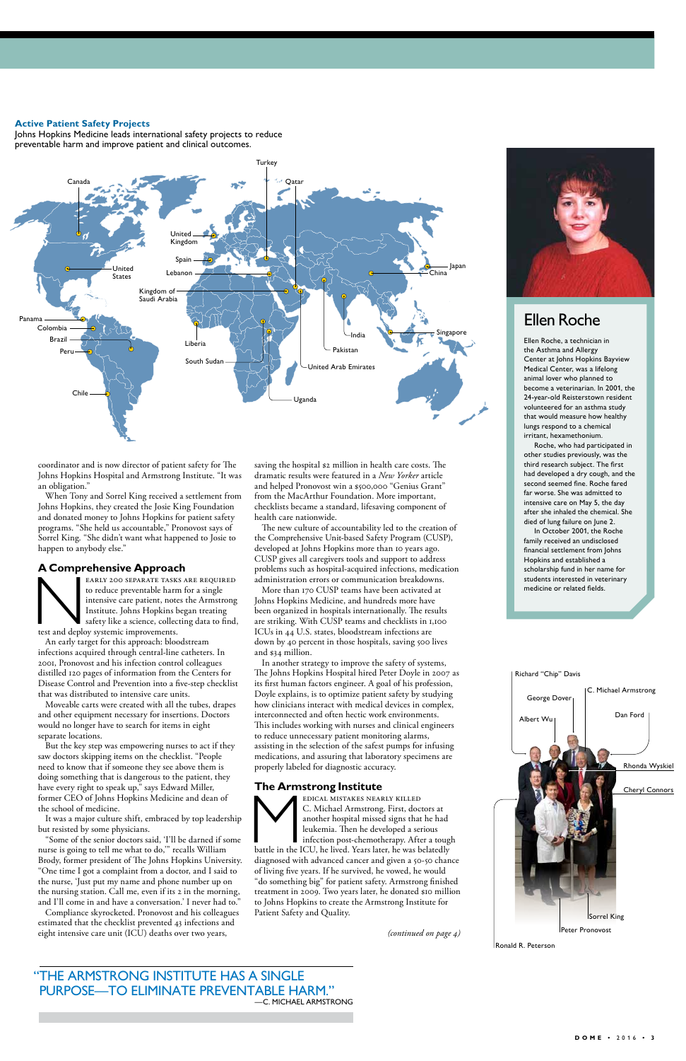**Active Patient Safety Projects**
Johns Hopkins Medicine leads international safety projects to reduce preventable harm and improve patient and clinical outcomes.

Canada, United States, United Kingdom, Spain, Turkey, Qatar, Lebanon, Kingdom of Saudi Arabia, Japan, China, Panama, Colombia, Brazil, Peru, Chile, Liberia, South Sudan, India, Pakistan, Singapore, United Arab Emirates, Uganda

coordinator and is now director of patient safety for The Johns Hopkins Hospital and Armstrong Institute. "It was an obligation."

When Tony and Sorrel King received a settlement from Johns Hopkins, they created the Josie King Foundation and donated money to Johns Hopkins for patient safety programs. "She held us accountable," Pronovost says of Sorrel King. "She didn't want what happened to Josie to happen to anybody else."

## A Comprehensive Approach

Nearly 200 separate tasks are required to reduce preventable harm for a single intensive care patient, notes the Armstrong Institute. Johns Hopkins began treating safety like a science, collecting data to find, test and deploy systemic improvements.

An early target for this approach: bloodstream infections acquired through central-line catheters. In 2001, Pronovost and his infection control colleagues distilled 120 pages of information from the Centers for Disease Control and Prevention into a five-step checklist that was distributed to intensive care units.

Moveable carts were created with all the tubes, drapes and other equipment necessary for insertions. Doctors would no longer have to search for items in eight separate locations.

But the key step was empowering nurses to act if they saw doctors skipping items on the checklist. "People need to know that if someone they see above them is doing something that is dangerous to the patient, they have every right to speak up," says Edward Miller, former CEO of Johns Hopkins Medicine and dean of the school of medicine.

It was a major culture shift, embraced by top leadership but resisted by some physicians.

"Some of the senior doctors said, 'I'll be darned if some nurse is going to tell me what to do,'" recalls William Brody, former president of The Johns Hopkins University. "One time I got a complaint from a doctor, and I said to the nurse, 'Just put my name and phone number up on the nursing station. Call me, even if its 2 in the morning, and I'll come in and have a conversation.' I never had to."

Compliance skyrocketed. Pronovost and his colleagues estimated that the checklist prevented 43 infections and eight intensive care unit (ICU) deaths over two years, saving the hospital $2 million in health care costs. The dramatic results were featured in a *New Yorker* article and helped Pronovost win a $500,000 "Genius Grant" from the MacArthur Foundation. More important, checklists became a standard, lifesaving component of health care nationwide.

The new culture of accountability led to the creation of the Comprehensive Unit-based Safety Program (CUSP), developed at Johns Hopkins more than 10 years ago. CUSP gives all caregivers tools and support to address problems such as hospital-acquired infections, medication administration errors or communication breakdowns.

More than 170 CUSP teams have been activated at Johns Hopkins Medicine, and hundreds more have been organized in hospitals internationally. The results are striking. With CUSP teams and checklists in 1,100 ICUs in 44 U.S. states, bloodstream infections are down by 40 percent in those hospitals, saving 500 lives and $34 million.

In another strategy to improve the safety of systems, The Johns Hopkins Hospital hired Peter Doyle in 2007 as its first human factors engineer. A goal of his profession, Doyle explains, is to optimize patient safety by studying how clinicians interact with medical devices in complex, interconnected and often hectic work environments. This includes working with nurses and clinical engineers to reduce unnecessary patient monitoring alarms, assisting in the selection of the safest pumps for infusing medications, and assuring that laboratory specimens are properly labeled for diagnostic accuracy.

## The Armstrong Institute

Medical mistakes nearly killed C. Michael Armstrong. First, doctors at another hospital missed signs that he had leukemia. Then he developed a serious infection post-chemotherapy. After a tough battle in the ICU, he lived. Years later, he was belatedly diagnosed with advanced cancer and given a 50-50 chance of living five years. If he survived, he vowed, he would "do something big" for patient safety. Armstrong finished treatment in 2009. Two years later, he donated $10 million to Johns Hopkins to create the Armstrong Institute for Patient Safety and Quality.

*(continued on page 4)*

"THE ARMSTRONG INSTITUTE HAS A SINGLE PURPOSE—TO ELIMINATE PREVENTABLE HARM."
—C. MICHAEL ARMSTRONG

## Ellen Roche

Ellen Roche, a technician in the Asthma and Allergy Center at Johns Hopkins Bayview Medical Center, was a lifelong animal lover who planned to become a veterinarian. In 2001, the 24-year-old Reisterstown resident volunteered for an asthma study that would measure how healthy lungs respond to a chemical irritant, hexamethonium.

Roche, who had participated in other studies previously, was the third research subject. The first had developed a dry cough, and the second seemed fine. Roche fared far worse. She was admitted to intensive care on May 5, the day after she inhaled the chemical. She died of lung failure on June 2.

In October 2001, the Roche family received an undisclosed financial settlement from Johns Hopkins and established a scholarship fund in her name for students interested in veterinary medicine or related fields.

Richard "Chip" Davis, C. Michael Armstrong, George Dover, Dan Ford, Albert Wu, Rhonda Wyskiel, Cheryl Connors, Sorrel King, Peter Pronovost, Ronald R. Peterson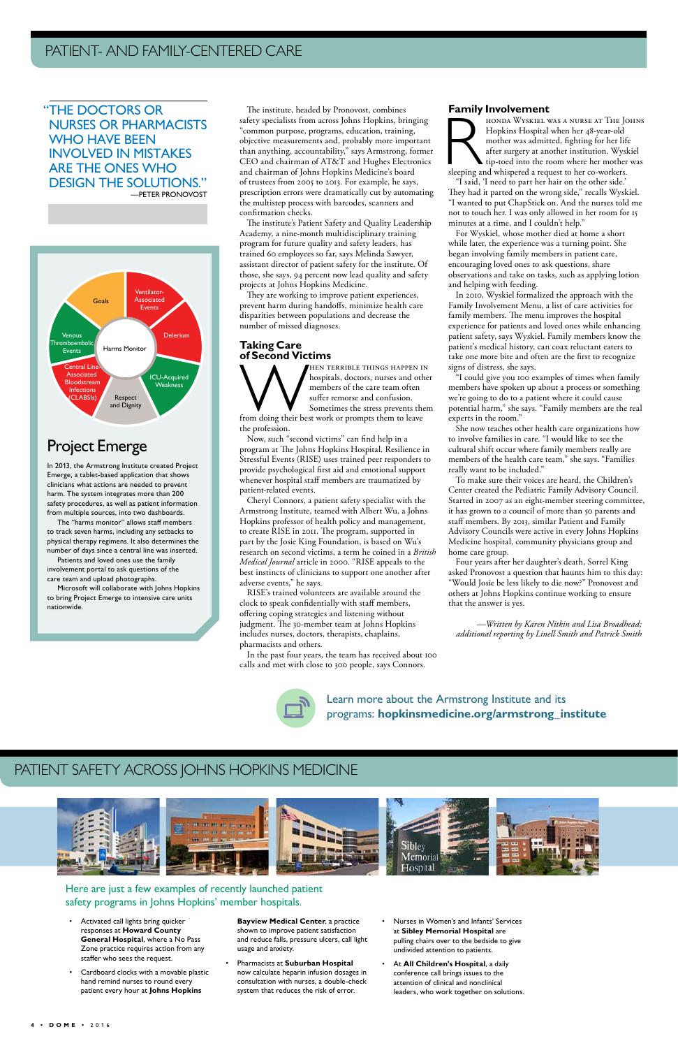# PATIENT- AND FAMILY-CENTERED CARE

"THE DOCTORS OR NURSES OR PHARMACISTS WHO HAVE BEEN INVOLVED IN MISTAKES ARE THE ONES WHO DESIGN THE SOLUTIONS."
—PETER PRONOVOST

Goals
Ventilator-Associated Events
Delerium
ICU-Acquired Weakness
Respect and Dignity
Central Line-Associated Bloodstream Infections (CLABSIs)
Venous Thromboembolic Events
Harms Monitor

## Project Emerge

In 2013, the Armstrong Institute created Project Emerge, a tablet-based application that shows clinicians what actions are needed to prevent harm. The system integrates more than 200 safety procedures, as well as patient information from multiple sources, into two dashboards.

The "harms monitor" allows staff members to track seven harms, including any setbacks to physical therapy regimens. It also determines the number of days since a central line was inserted.

Patients and loved ones use the family involvement portal to ask questions of the care team and upload photographs.

Microsoft will collaborate with Johns Hopkins to bring Project Emerge to intensive care units nationwide.

The institute, headed by Pronovost, combines safety specialists from across Johns Hopkins, bringing "common purpose, programs, education, training, objective measurements and, probably more important than anything, accountability," says Armstrong, former CEO and chairman of AT&T and Hughes Electronics and chairman of Johns Hopkins Medicine's board of trustees from 2005 to 2013. For example, he says, prescription errors were dramatically cut by automating the multistep process with barcodes, scanners and confirmation checks.

The institute's Patient Safety and Quality Leadership Academy, a nine-month multidisciplinary training program for future quality and safety leaders, has trained 60 employees so far, says Melinda Sawyer, assistant director of patient safety for the institute. Of those, she says, 94 percent now lead quality and safety projects at Johns Hopkins Medicine.

They are working to improve patient experiences, prevent harm during handoffs, minimize health care disparities between populations and decrease the number of missed diagnoses.

### Taking Care of Second Victims

When terrible things happen in hospitals, doctors, nurses and other members of the care team often suffer remorse and confusion. Sometimes the stress prevents them from doing their best work or prompts them to leave the profession.

Now, such "second victims" can find help in a program at The Johns Hopkins Hospital. Resilience in Stressful Events (RISE) uses trained peer responders to provide psychological first aid and emotional support whenever hospital staff members are traumatized by patient-related events.

Cheryl Connors, a patient safety specialist with the Armstrong Institute, teamed with Albert Wu, a Johns Hopkins professor of health policy and management, to create RISE in 2011. The program, supported in part by the Josie King Foundation, is based on Wu's research on second victims, a term he coined in a *British Medical Journal* article in 2000. "RISE appeals to the best instincts of clinicians to support one another after adverse events," he says.

RISE's trained volunteers are available around the clock to speak confidentially with staff members, offering coping strategies and listening without judgment. The 30-member team at Johns Hopkins includes nurses, doctors, therapists, chaplains, pharmacists and others.

In the past four years, the team has received about 100 calls and met with close to 300 people, says Connors.

### Family Involvement

Rhonda Wyskiel was a nurse at The Johns Hopkins Hospital when her 48-year-old mother was admitted, fighting for her life after surgery at another institution. Wyskiel tip-toed into the room where her mother was sleeping and whispered a request to her co-workers.

"I said, 'I need to part her hair on the other side.' They had it parted on the wrong side," recalls Wyskiel. "I wanted to put ChapStick on. And the nurses told me not to touch her. I was only allowed in her room for 15 minutes at a time, and I couldn't help."

For Wyskiel, whose mother died at home a short while later, the experience was a turning point. She began involving family members in patient care, encouraging loved ones to ask questions, share observations and take on tasks, such as applying lotion and helping with feeding.

In 2010, Wyskiel formalized the approach with the Family Involvement Menu, a list of care activities for family members. The menu improves the hospital experience for patients and loved ones while enhancing patient safety, says Wyskiel. Family members know the patient's medical history, can coax reluctant eaters to take one more bite and often are the first to recognize signs of distress, she says.

"I could give you 100 examples of times when family members have spoken up about a process or something we're going to do to a patient where it could cause potential harm," she says. "Family members are the real experts in the room."

She now teaches other health care organizations how to involve families in care. "I would like to see the cultural shift occur where family members really are members of the health care team," she says. "Families really want to be included."

To make sure their voices are heard, the Children's Center created the Pediatric Family Advisory Council. Started in 2007 as an eight-member steering committee, it has grown to a council of more than 50 parents and staff members. By 2013, similar Patient and Family Advisory Councils were active in every Johns Hopkins Medicine hospital, community physicians group and home care group.

Four years after her daughter's death, Sorrel King asked Pronovost a question that haunts him to this day: "Would Josie be less likely to die now?" Pronovost and others at Johns Hopkins continue working to ensure that the answer is yes.

*—Written by Karen Nitkin and Lisa Broadhead; additional reporting by Linell Smith and Patrick Smith*

Learn more about the Armstrong Institute and its programs: **hopkinsmedicine.org/armstrong_institute**

# PATIENT SAFETY ACROSS JOHNS HOPKINS MEDICINE

Sibley Memorial Hospital

Here are just a few examples of recently launched patient safety programs in Johns Hopkins' member hospitals.

- Activated call lights bring quicker responses at **Howard County General Hospital**, where a No Pass Zone practice requires action from any staffer who sees the request.
- Cardboard clocks with a movable plastic hand remind nurses to round every patient every hour at **Johns Hopkins Bayview Medical Center**, a practice shown to improve patient satisfaction and reduce falls, pressure ulcers, call light usage and anxiety.
- Pharmacists at **Suburban Hospital** now calculate heparin infusion dosages in consultation with nurses, a double-check system that reduces the risk of error.
- Nurses in Women's and Infants' Services at **Sibley Memorial Hospital** are pulling chairs over to the bedside to give undivided attention to patients.
- At **All Children's Hospital**, a daily conference call brings issues to the attention of clinical and nonclinical leaders, who work together on solutions.